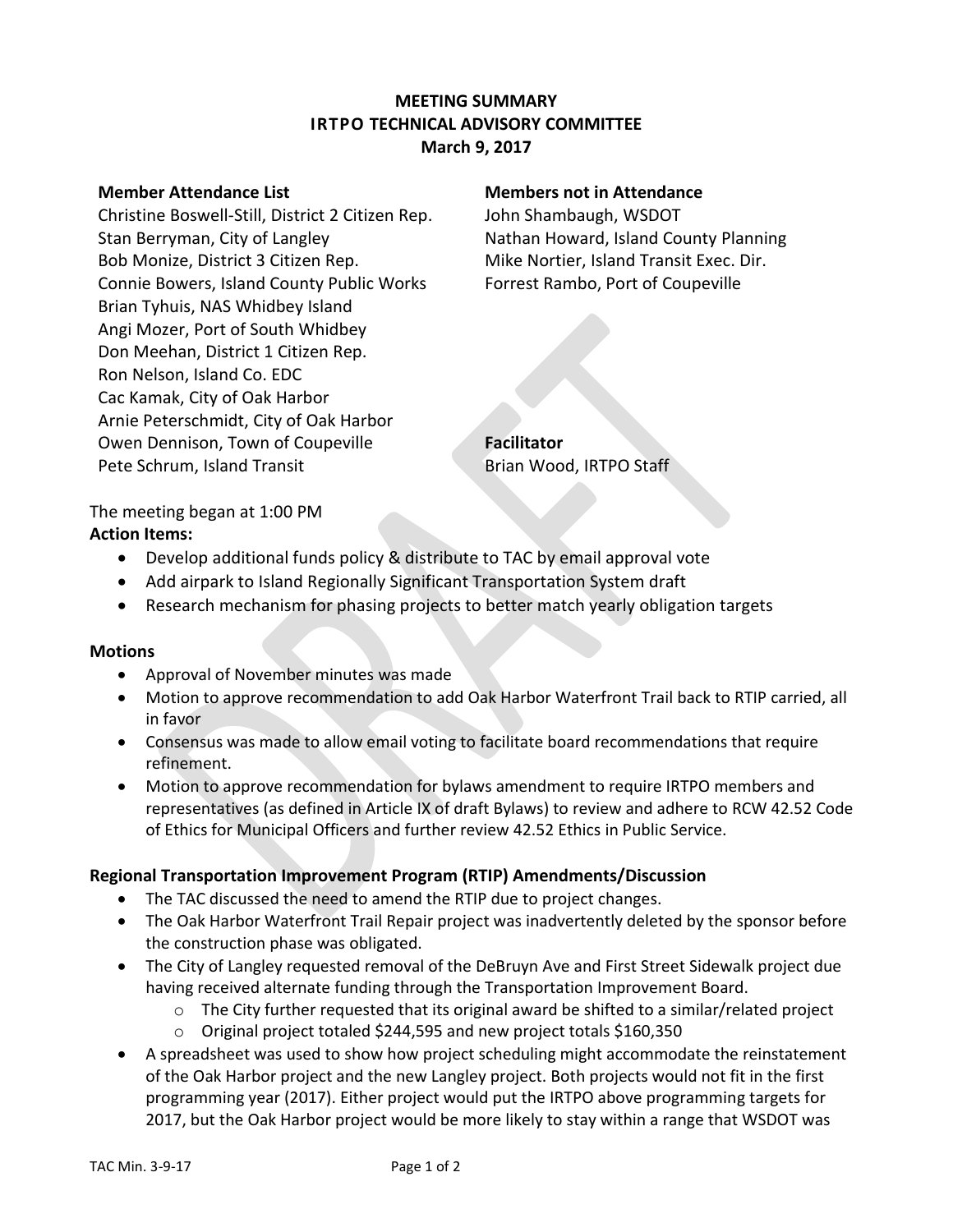**MEETING SUMMARY**
**IRTPO TECHNICAL ADVISORY COMMITTEE**
**March 9, 2017**

**Member Attendance List**

Christine Boswell-Still, District 2 Citizen Rep.
Stan Berryman, City of Langley
Bob Monize, District 3 Citizen Rep.
Connie Bowers, Island County Public Works
Brian Tyhuis, NAS Whidbey Island
Angi Mozer, Port of South Whidbey
Don Meehan, District 1 Citizen Rep.
Ron Nelson, Island Co. EDC
Cac Kamak, City of Oak Harbor
Arnie Peterschmidt, City of Oak Harbor
Owen Dennison, Town of Coupeville
Pete Schrum, Island Transit

**Members not in Attendance**

John Shambaugh, WSDOT
Nathan Howard, Island County Planning
Mike Nortier, Island Transit Exec. Dir.
Forrest Rambo, Port of Coupeville

**Facilitator**

Brian Wood, IRTPO Staff

The meeting began at 1:00 PM

**Action Items:**

- Develop additional funds policy & distribute to TAC by email approval vote
- Add airpark to Island Regionally Significant Transportation System draft
- Research mechanism for phasing projects to better match yearly obligation targets

**Motions**

- Approval of November minutes was made
- Motion to approve recommendation to add Oak Harbor Waterfront Trail back to RTIP carried, all in favor
- Consensus was made to allow email voting to facilitate board recommendations that require refinement.
- Motion to approve recommendation for bylaws amendment to require IRTPO members and representatives (as defined in Article IX of draft Bylaws) to review and adhere to RCW 42.52 Code of Ethics for Municipal Officers and further review 42.52 Ethics in Public Service.

**Regional Transportation Improvement Program (RTIP) Amendments/Discussion**

- The TAC discussed the need to amend the RTIP due to project changes.
- The Oak Harbor Waterfront Trail Repair project was inadvertently deleted by the sponsor before the construction phase was obligated.
- The City of Langley requested removal of the DeBruyn Ave and First Street Sidewalk project due having received alternate funding through the Transportation Improvement Board.
  - The City further requested that its original award be shifted to a similar/related project
  - Original project totaled $244,595 and new project totals $160,350
- A spreadsheet was used to show how project scheduling might accommodate the reinstatement of the Oak Harbor project and the new Langley project. Both projects would not fit in the first programming year (2017). Either project would put the IRTPO above programming targets for 2017, but the Oak Harbor project would be more likely to stay within a range that WSDOT was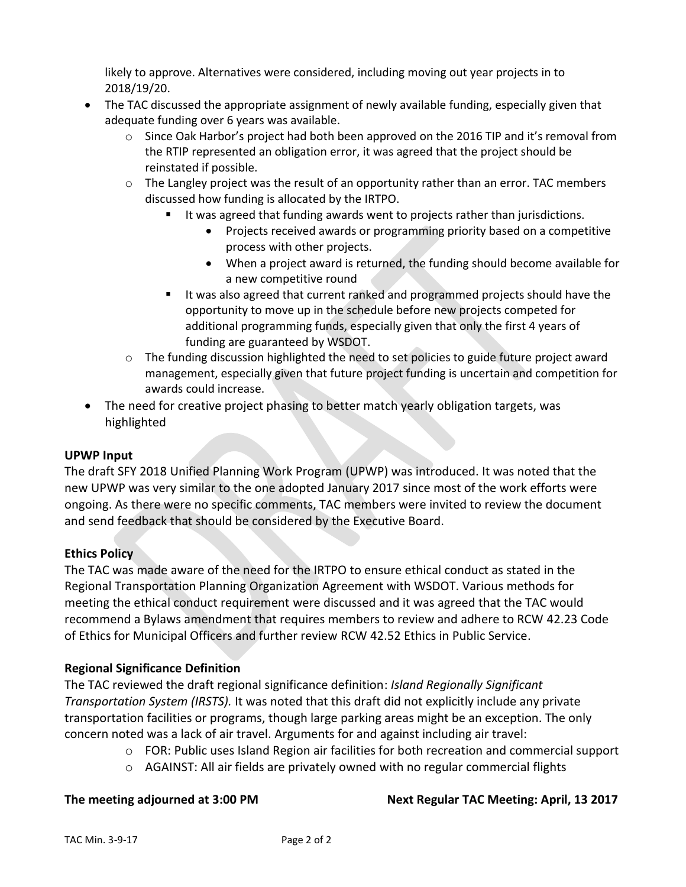likely to approve. Alternatives were considered, including moving out year projects in to 2018/19/20.

- The TAC discussed the appropriate assignment of newly available funding, especially given that adequate funding over 6 years was available.
  - Since Oak Harbor's project had both been approved on the 2016 TIP and it's removal from the RTIP represented an obligation error, it was agreed that the project should be reinstated if possible.
  - The Langley project was the result of an opportunity rather than an error. TAC members discussed how funding is allocated by the IRTPO.
    - It was agreed that funding awards went to projects rather than jurisdictions.
      - Projects received awards or programming priority based on a competitive process with other projects.
      - When a project award is returned, the funding should become available for a new competitive round
    - It was also agreed that current ranked and programmed projects should have the opportunity to move up in the schedule before new projects competed for additional programming funds, especially given that only the first 4 years of funding are guaranteed by WSDOT.
  - The funding discussion highlighted the need to set policies to guide future project award management, especially given that future project funding is uncertain and competition for awards could increase.
- The need for creative project phasing to better match yearly obligation targets, was highlighted

**UPWP Input**

The draft SFY 2018 Unified Planning Work Program (UPWP) was introduced. It was noted that the new UPWP was very similar to the one adopted January 2017 since most of the work efforts were ongoing. As there were no specific comments, TAC members were invited to review the document and send feedback that should be considered by the Executive Board.

**Ethics Policy**

The TAC was made aware of the need for the IRTPO to ensure ethical conduct as stated in the Regional Transportation Planning Organization Agreement with WSDOT. Various methods for meeting the ethical conduct requirement were discussed and it was agreed that the TAC would recommend a Bylaws amendment that requires members to review and adhere to RCW 42.23 Code of Ethics for Municipal Officers and further review RCW 42.52 Ethics in Public Service.

**Regional Significance Definition**

The TAC reviewed the draft regional significance definition: *Island Regionally Significant Transportation System (IRSTS).* It was noted that this draft did not explicitly include any private transportation facilities or programs, though large parking areas might be an exception. The only concern noted was a lack of air travel. Arguments for and against including air travel:

- FOR: Public uses Island Region air facilities for both recreation and commercial support
- AGAINST: All air fields are privately owned with no regular commercial flights

**The meeting adjourned at 3:00 PM** **Next Regular TAC Meeting: April, 13 2017**